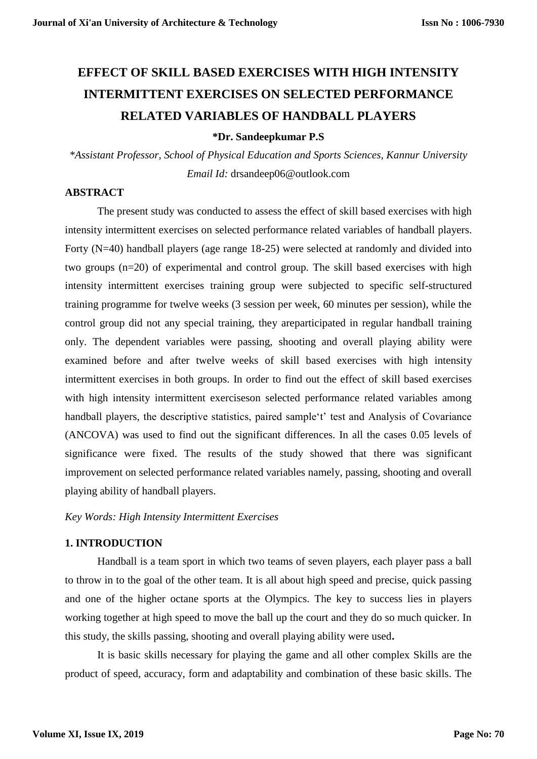# EFFECT OF SKILL BASED EXERCISES WITH HIGH INTENSITY INTERMITTENT EXERCISES ON SELECTED PERFORMANCE RELATED VARIABLES OF HANDBALL PLAYERS

**\*Dr. Sandeepkumar P.S**

*\*Assistant Professor, School of Physical Education and Sports Sciences, Kannur University*

*Email Id:* drsandeep06@outlook.com

## ABSTRACT

The present study was conducted to assess the effect of skill based exercises with high intensity intermittent exercises on selected performance related variables of handball players. Forty (N=40) handball players (age range 18-25) were selected at randomly and divided into two groups (n=20) of experimental and control group. The skill based exercises with high intensity intermittent exercises training group were subjected to specific self-structured training programme for twelve weeks (3 session per week, 60 minutes per session), while the control group did not any special training, they areparticipated in regular handball training only. The dependent variables were passing, shooting and overall playing ability were examined before and after twelve weeks of skill based exercises with high intensity intermittent exercises in both groups. In order to find out the effect of skill based exercises with high intensity intermittent exerciseson selected performance related variables among handball players, the descriptive statistics, paired sample't' test and Analysis of Covariance (ANCOVA) was used to find out the significant differences. In all the cases 0.05 levels of significance were fixed. The results of the study showed that there was significant improvement on selected performance related variables namely, passing, shooting and overall playing ability of handball players.

*Key Words: High Intensity Intermittent Exercises*

## 1. INTRODUCTION

Handball is a team sport in which two teams of seven players, each player pass a ball to throw in to the goal of the other team. It is all about high speed and precise, quick passing and one of the higher octane sports at the Olympics. The key to success lies in players working together at high speed to move the ball up the court and they do so much quicker. In this study, the skills passing, shooting and overall playing ability were used**.**

It is basic skills necessary for playing the game and all other complex Skills are the product of speed, accuracy, form and adaptability and combination of these basic skills. The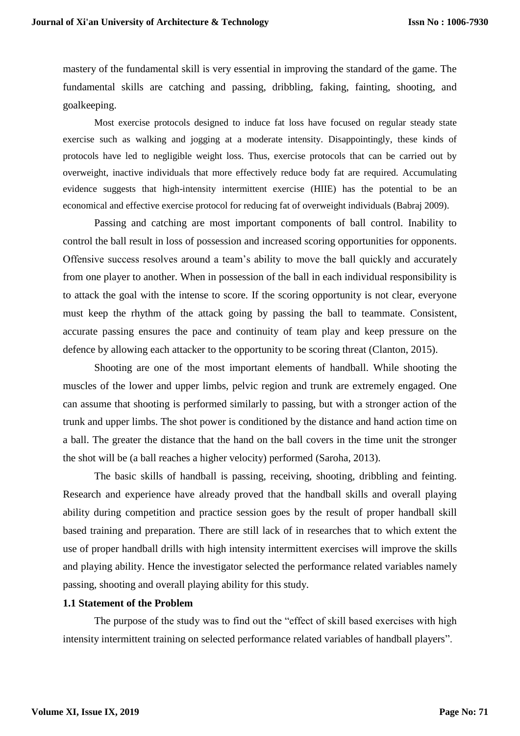mastery of the fundamental skill is very essential in improving the standard of the game. The fundamental skills are catching and passing, dribbling, faking, fainting, shooting, and goalkeeping.

Most exercise protocols designed to induce fat loss have focused on regular steady state exercise such as walking and jogging at a moderate intensity. Disappointingly, these kinds of protocols have led to negligible weight loss. Thus, exercise protocols that can be carried out by overweight, inactive individuals that more effectively reduce body fat are required. Accumulating evidence suggests that high-intensity intermittent exercise (HIIE) has the potential to be an economical and effective exercise protocol for reducing fat of overweight individuals (Babraj 2009).

Passing and catching are most important components of ball control. Inability to control the ball result in loss of possession and increased scoring opportunities for opponents. Offensive success resolves around a team's ability to move the ball quickly and accurately from one player to another. When in possession of the ball in each individual responsibility is to attack the goal with the intense to score. If the scoring opportunity is not clear, everyone must keep the rhythm of the attack going by passing the ball to teammate. Consistent, accurate passing ensures the pace and continuity of team play and keep pressure on the defence by allowing each attacker to the opportunity to be scoring threat (Clanton, 2015).

Shooting are one of the most important elements of handball. While shooting the muscles of the lower and upper limbs, pelvic region and trunk are extremely engaged. One can assume that shooting is performed similarly to passing, but with a stronger action of the trunk and upper limbs. The shot power is conditioned by the distance and hand action time on a ball. The greater the distance that the hand on the ball covers in the time unit the stronger the shot will be (a ball reaches a higher velocity) performed (Saroha, 2013).

The basic skills of handball is passing, receiving, shooting, dribbling and feinting. Research and experience have already proved that the handball skills and overall playing ability during competition and practice session goes by the result of proper handball skill based training and preparation. There are still lack of in researches that to which extent the use of proper handball drills with high intensity intermittent exercises will improve the skills and playing ability. Hence the investigator selected the performance related variables namely passing, shooting and overall playing ability for this study.

### 1.1 Statement of the Problem

The purpose of the study was to find out the "effect of skill based exercises with high intensity intermittent training on selected performance related variables of handball players".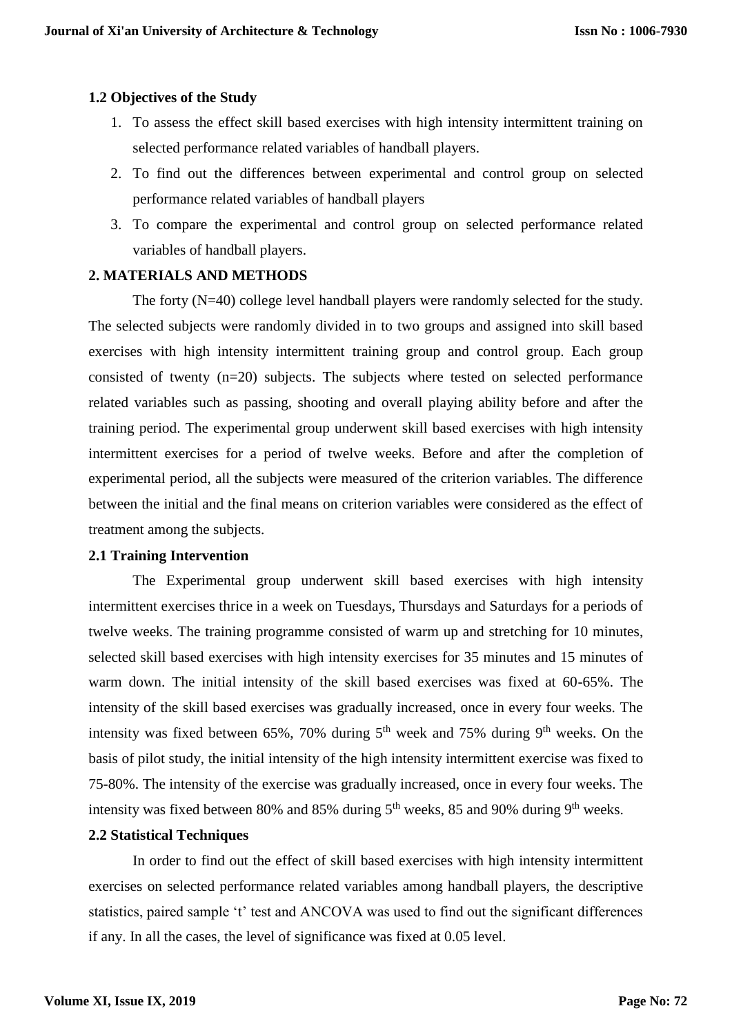### 1.2 Objectives of the Study

1. To assess the effect skill based exercises with high intensity intermittent training on selected performance related variables of handball players.
2. To find out the differences between experimental and control group on selected performance related variables of handball players
3. To compare the experimental and control group on selected performance related variables of handball players.

## 2. MATERIALS AND METHODS

The forty (N=40) college level handball players were randomly selected for the study. The selected subjects were randomly divided in to two groups and assigned into skill based exercises with high intensity intermittent training group and control group. Each group consisted of twenty (n=20) subjects. The subjects where tested on selected performance related variables such as passing, shooting and overall playing ability before and after the training period. The experimental group underwent skill based exercises with high intensity intermittent exercises for a period of twelve weeks. Before and after the completion of experimental period, all the subjects were measured of the criterion variables. The difference between the initial and the final means on criterion variables were considered as the effect of treatment among the subjects.

### 2.1 Training Intervention

The Experimental group underwent skill based exercises with high intensity intermittent exercises thrice in a week on Tuesdays, Thursdays and Saturdays for a periods of twelve weeks. The training programme consisted of warm up and stretching for 10 minutes, selected skill based exercises with high intensity exercises for 35 minutes and 15 minutes of warm down. The initial intensity of the skill based exercises was fixed at 60-65%. The intensity of the skill based exercises was gradually increased, once in every four weeks. The intensity was fixed between 65%, 70% during 5th week and 75% during 9th weeks. On the basis of pilot study, the initial intensity of the high intensity intermittent exercise was fixed to 75-80%. The intensity of the exercise was gradually increased, once in every four weeks. The intensity was fixed between 80% and 85% during 5th weeks, 85 and 90% during 9th weeks.

### 2.2 Statistical Techniques

In order to find out the effect of skill based exercises with high intensity intermittent exercises on selected performance related variables among handball players, the descriptive statistics, paired sample 't' test and ANCOVA was used to find out the significant differences if any. In all the cases, the level of significance was fixed at 0.05 level.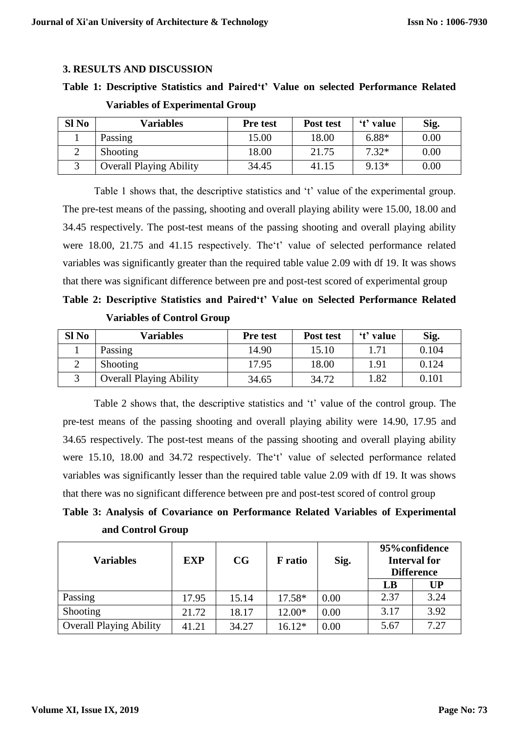## 3. RESULTS AND DISCUSSION

**Table 1: Descriptive Statistics and Paired't' Value on selected Performance Related Variables of Experimental Group**

| Sl No | Variables | Pre test | Post test | 't' value | Sig. |
|---|---|---|---|---|---|
| 1 | Passing | 15.00 | 18.00 | 6.88* | 0.00 |
| 2 | Shooting | 18.00 | 21.75 | 7.32* | 0.00 |
| 3 | Overall Playing Ability | 34.45 | 41.15 | 9.13* | 0.00 |

Table 1 shows that, the descriptive statistics and 't' value of the experimental group. The pre-test means of the passing, shooting and overall playing ability were 15.00, 18.00 and 34.45 respectively. The post-test means of the passing shooting and overall playing ability were 18.00, 21.75 and 41.15 respectively. The't' value of selected performance related variables was significantly greater than the required table value 2.09 with df 19. It was shows that there was significant difference between pre and post-test scored of experimental group

**Table 2: Descriptive Statistics and Paired't' Value on Selected Performance Related Variables of Control Group**

| Sl No | Variables | Pre test | Post test | 't' value | Sig. |
|---|---|---|---|---|---|
| 1 | Passing | 14.90 | 15.10 | 1.71 | 0.104 |
| 2 | Shooting | 17.95 | 18.00 | 1.91 | 0.124 |
| 3 | Overall Playing Ability | 34.65 | 34.72 | 1.82 | 0.101 |

Table 2 shows that, the descriptive statistics and 't' value of the control group. The pre-test means of the passing shooting and overall playing ability were 14.90, 17.95 and 34.65 respectively. The post-test means of the passing shooting and overall playing ability were 15.10, 18.00 and 34.72 respectively. The't' value of selected performance related variables was significantly lesser than the required table value 2.09 with df 19. It was shows that there was no significant difference between pre and post-test scored of control group

**Table 3: Analysis of Covariance on Performance Related Variables of Experimental and Control Group**

| Variables | EXP | CG | F ratio | Sig. | 95%confidence Interval for Difference | |
|---|---|---|---|---|---|---|
| | | | | | LB | UP |
| Passing | 17.95 | 15.14 | 17.58* | 0.00 | 2.37 | 3.24 |
| Shooting | 21.72 | 18.17 | 12.00* | 0.00 | 3.17 | 3.92 |
| Overall Playing Ability | 41.21 | 34.27 | 16.12* | 0.00 | 5.67 | 7.27 |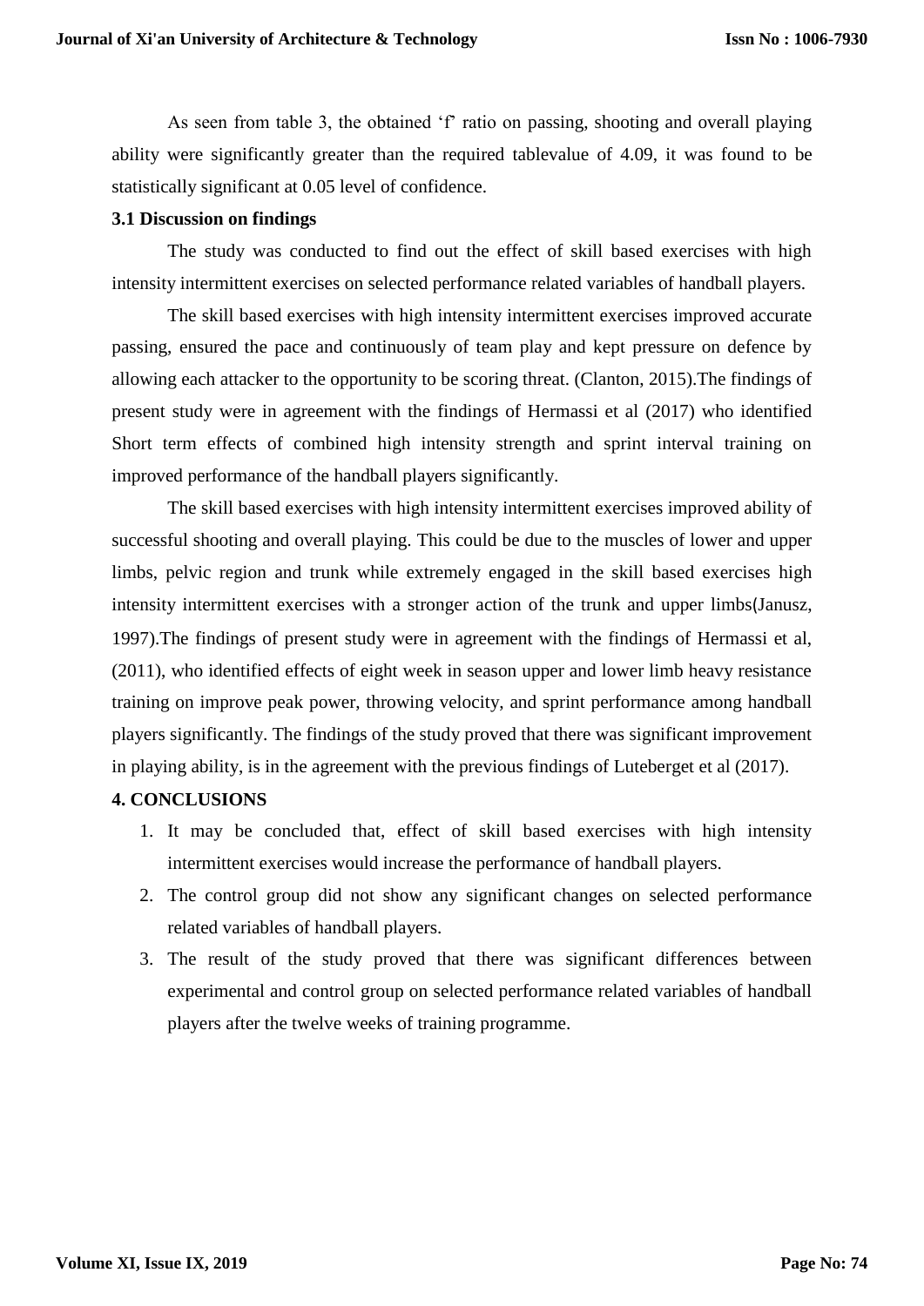As seen from table 3, the obtained 'f' ratio on passing, shooting and overall playing ability were significantly greater than the required tablevalue of 4.09, it was found to be statistically significant at 0.05 level of confidence.

### 3.1 Discussion on findings

The study was conducted to find out the effect of skill based exercises with high intensity intermittent exercises on selected performance related variables of handball players.

The skill based exercises with high intensity intermittent exercises improved accurate passing, ensured the pace and continuously of team play and kept pressure on defence by allowing each attacker to the opportunity to be scoring threat. (Clanton, 2015).The findings of present study were in agreement with the findings of Hermassi et al (2017) who identified Short term effects of combined high intensity strength and sprint interval training on improved performance of the handball players significantly.

The skill based exercises with high intensity intermittent exercises improved ability of successful shooting and overall playing. This could be due to the muscles of lower and upper limbs, pelvic region and trunk while extremely engaged in the skill based exercises high intensity intermittent exercises with a stronger action of the trunk and upper limbs(Janusz, 1997).The findings of present study were in agreement with the findings of Hermassi et al, (2011), who identified effects of eight week in season upper and lower limb heavy resistance training on improve peak power, throwing velocity, and sprint performance among handball players significantly. The findings of the study proved that there was significant improvement in playing ability, is in the agreement with the previous findings of Luteberget et al (2017).

## 4. CONCLUSIONS

1. It may be concluded that, effect of skill based exercises with high intensity intermittent exercises would increase the performance of handball players.
2. The control group did not show any significant changes on selected performance related variables of handball players.
3. The result of the study proved that there was significant differences between experimental and control group on selected performance related variables of handball players after the twelve weeks of training programme.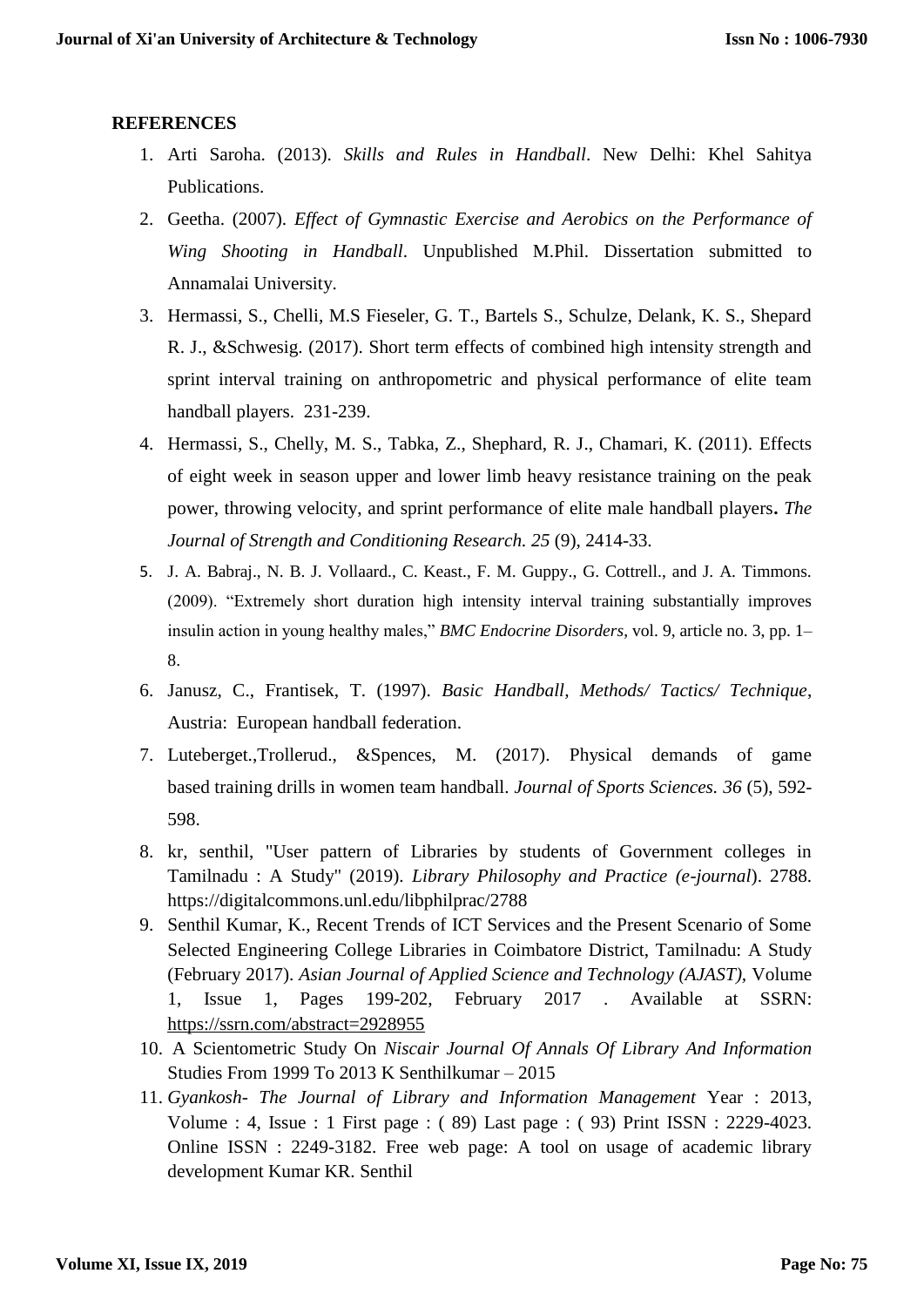**REFERENCES**

1. Arti Saroha. (2013). *Skills and Rules in Handball*. New Delhi: Khel Sahitya Publications.
2. Geetha. (2007). *Effect of Gymnastic Exercise and Aerobics on the Performance of Wing Shooting in Handball*. Unpublished M.Phil. Dissertation submitted to Annamalai University.
3. Hermassi, S., Chelli, M.S Fieseler, G. T., Bartels S., Schulze, Delank, K. S., Shepard R. J., &Schwesig. (2017). Short term effects of combined high intensity strength and sprint interval training on anthropometric and physical performance of elite team handball players. 231-239.
4. Hermassi, S., Chelly, M. S., Tabka, Z., Shephard, R. J., Chamari, K. (2011). Effects of eight week in season upper and lower limb heavy resistance training on the peak power, throwing velocity, and sprint performance of elite male handball players**.** *The Journal of Strength and Conditioning Research. 25* (9), 2414-33.
5. J. A. Babraj., N. B. J. Vollaard., C. Keast., F. M. Guppy., G. Cottrell., and J. A. Timmons. (2009). "Extremely short duration high intensity interval training substantially improves insulin action in young healthy males," *BMC Endocrine Disorders*, vol. 9, article no. 3, pp. 1–8.
6. Janusz, C., Frantisek, T. (1997). *Basic Handball, Methods/ Tactics/ Technique*, Austria: European handball federation.
7. Luteberget.,Trollerud., &Spences, M. (2017). Physical demands of game based training drills in women team handball. *Journal of Sports Sciences. 36* (5), 592-598.
8. kr, senthil, "User pattern of Libraries by students of Government colleges in Tamilnadu : A Study" (2019). *Library Philosophy and Practice (e-journal*). 2788. https://digitalcommons.unl.edu/libphilprac/2788
9. Senthil Kumar, K., Recent Trends of ICT Services and the Present Scenario of Some Selected Engineering College Libraries in Coimbatore District, Tamilnadu: A Study (February 2017). *Asian Journal of Applied Science and Technology (AJAST)*, Volume 1, Issue 1, Pages 199-202, February 2017 . Available at SSRN: https://ssrn.com/abstract=2928955
10. A Scientometric Study On *Niscair Journal Of Annals Of Library And Information* Studies From 1999 To 2013 K Senthilkumar – 2015
11. *Gyankosh- The Journal of Library and Information Management* Year : 2013, Volume : 4, Issue : 1 First page : ( 89) Last page : ( 93) Print ISSN : 2229-4023. Online ISSN : 2249-3182. Free web page: A tool on usage of academic library development Kumar KR. Senthil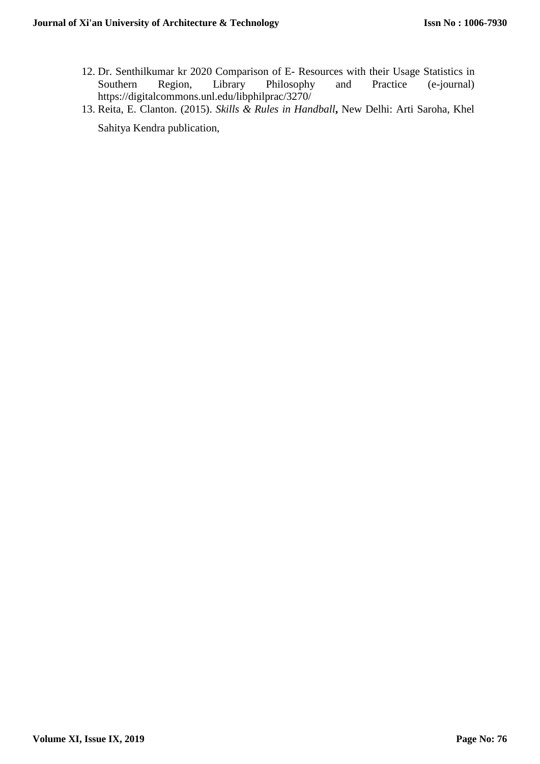12. Dr. Senthilkumar kr 2020 Comparison of E- Resources with their Usage Statistics in Southern Region, Library Philosophy and Practice (e-journal) https://digitalcommons.unl.edu/libphilprac/3270/
13. Reita, E. Clanton. (2015). *Skills & Rules in Handball*, New Delhi: Arti Saroha, Khel Sahitya Kendra publication,